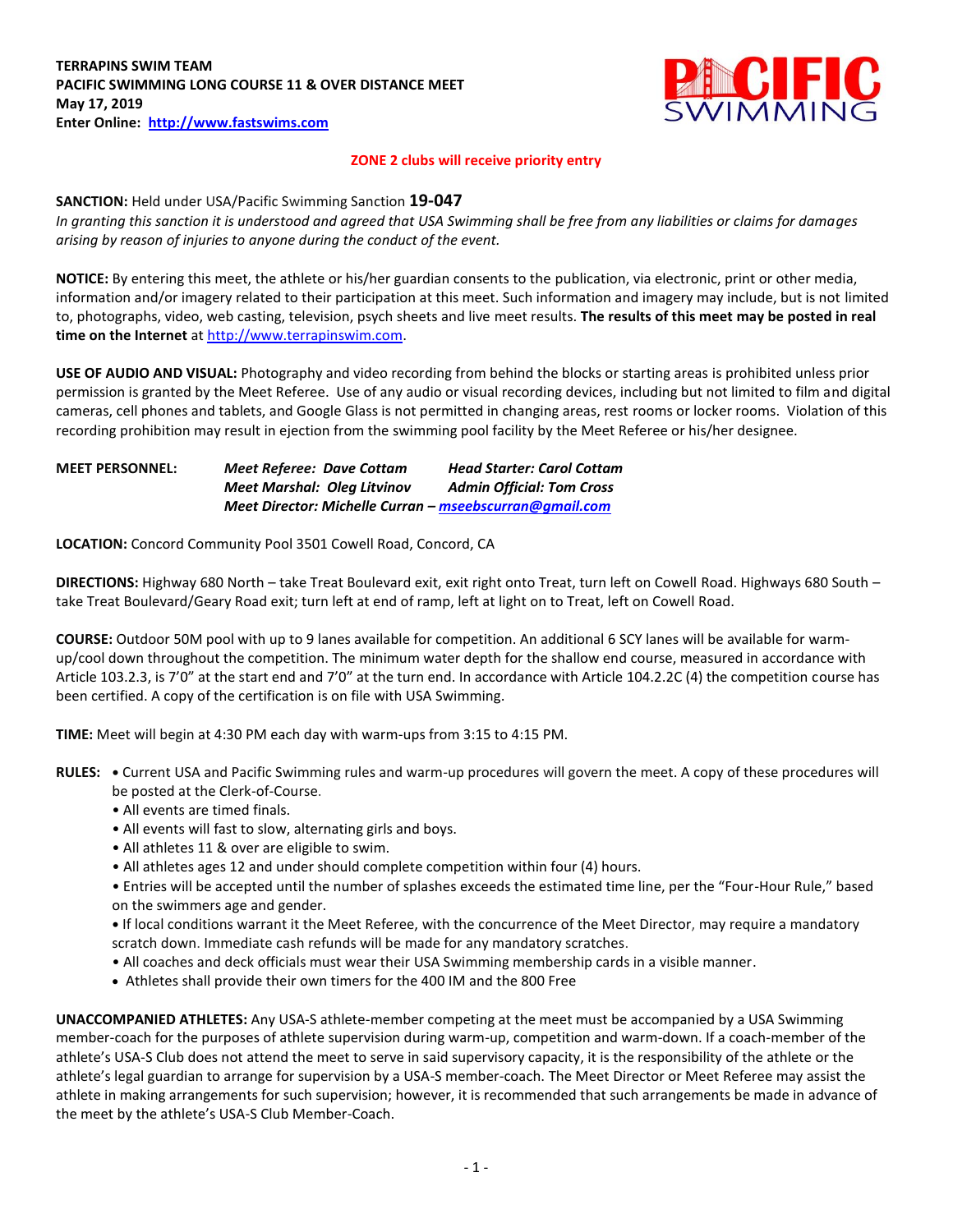**TERRAPINS SWIM TEAM**
**PACIFIC SWIMMING LONG COURSE 11 & OVER DISTANCE MEET**
**May 17, 2019**
**Enter Online: [http://www.fastswims.com](http://www.fastswims.com)**

**ZONE 2 clubs will receive priority entry**

**SANCTION:** Held under USA/Pacific Swimming Sanction **19-047**
*In granting this sanction it is understood and agreed that USA Swimming shall be free from any liabilities or claims for damages arising by reason of injuries to anyone during the conduct of the event.*

**NOTICE:** By entering this meet, the athlete or his/her guardian consents to the publication, via electronic, print or other media, information and/or imagery related to their participation at this meet. Such information and imagery may include, but is not limited to, photographs, video, web casting, television, psych sheets and live meet results. **The results of this meet may be posted in real time on the Internet** at [http://www.terrapinswim.com](http://www.terrapinswim.com).

**USE OF AUDIO AND VISUAL:** Photography and video recording from behind the blocks or starting areas is prohibited unless prior permission is granted by the Meet Referee. Use of any audio or visual recording devices, including but not limited to film and digital cameras, cell phones and tablets, and Google Glass is not permitted in changing areas, rest rooms or locker rooms. Violation of this recording prohibition may result in ejection from the swimming pool facility by the Meet Referee or his/her designee.

**MEET PERSONNEL:** *Meet Referee: Dave Cottam* *Head Starter: Carol Cottam*
*Meet Marshal: Oleg Litvinov* *Admin Official: Tom Cross*
*Meet Director: Michelle Curran – [mseebscurran@gmail.com](mailto:mseebscurran@gmail.com)*

**LOCATION:** Concord Community Pool 3501 Cowell Road, Concord, CA

**DIRECTIONS:** Highway 680 North – take Treat Boulevard exit, exit right onto Treat, turn left on Cowell Road. Highways 680 South – take Treat Boulevard/Geary Road exit; turn left at end of ramp, left at light on to Treat, left on Cowell Road.

**COURSE:** Outdoor 50M pool with up to 9 lanes available for competition. An additional 6 SCY lanes will be available for warm-up/cool down throughout the competition. The minimum water depth for the shallow end course, measured in accordance with Article 103.2.3, is 7'0" at the start end and 7'0" at the turn end. In accordance with Article 104.2.2C (4) the competition course has been certified. A copy of the certification is on file with USA Swimming.

**TIME:** Meet will begin at 4:30 PM each day with warm-ups from 3:15 to 4:15 PM.

**RULES:**
- Current USA and Pacific Swimming rules and warm-up procedures will govern the meet. A copy of these procedures will be posted at the Clerk-of-Course.
- All events are timed finals.
- All events will fast to slow, alternating girls and boys.
- All athletes 11 & over are eligible to swim.
- All athletes ages 12 and under should complete competition within four (4) hours.
- Entries will be accepted until the number of splashes exceeds the estimated time line, per the "Four-Hour Rule," based on the swimmers age and gender.
- If local conditions warrant it the Meet Referee, with the concurrence of the Meet Director, may require a mandatory scratch down. Immediate cash refunds will be made for any mandatory scratches.
- All coaches and deck officials must wear their USA Swimming membership cards in a visible manner.
- Athletes shall provide their own timers for the 400 IM and the 800 Free

**UNACCOMPANIED ATHLETES:** Any USA-S athlete-member competing at the meet must be accompanied by a USA Swimming member-coach for the purposes of athlete supervision during warm-up, competition and warm-down. If a coach-member of the athlete's USA-S Club does not attend the meet to serve in said supervisory capacity, it is the responsibility of the athlete or the athlete's legal guardian to arrange for supervision by a USA-S member-coach. The Meet Director or Meet Referee may assist the athlete in making arrangements for such supervision; however, it is recommended that such arrangements be made in advance of the meet by the athlete's USA-S Club Member-Coach.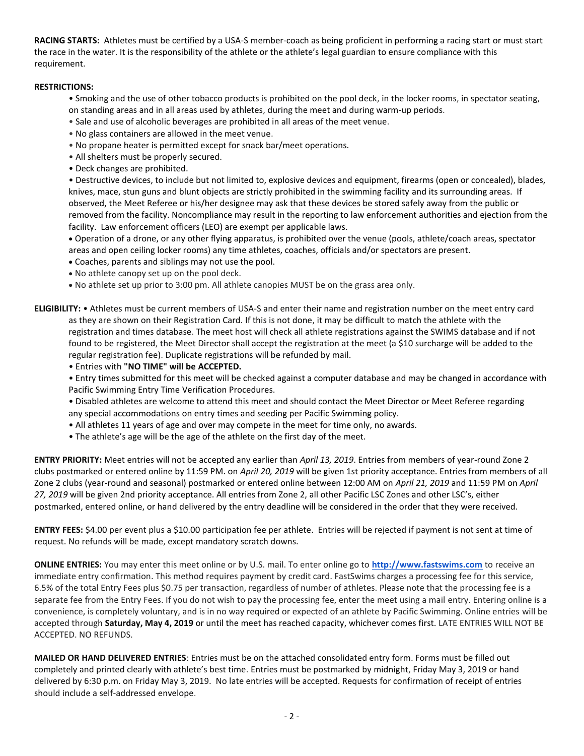**RACING STARTS:** Athletes must be certified by a USA-S member-coach as being proficient in performing a racing start or must start the race in the water. It is the responsibility of the athlete or the athlete's legal guardian to ensure compliance with this requirement.

**RESTRICTIONS:**

- Smoking and the use of other tobacco products is prohibited on the pool deck, in the locker rooms, in spectator seating, on standing areas and in all areas used by athletes, during the meet and during warm-up periods.
- Sale and use of alcoholic beverages are prohibited in all areas of the meet venue.
- No glass containers are allowed in the meet venue.
- No propane heater is permitted except for snack bar/meet operations.
- All shelters must be properly secured.
- Deck changes are prohibited.
- Destructive devices, to include but not limited to, explosive devices and equipment, firearms (open or concealed), blades, knives, mace, stun guns and blunt objects are strictly prohibited in the swimming facility and its surrounding areas. If observed, the Meet Referee or his/her designee may ask that these devices be stored safely away from the public or removed from the facility. Noncompliance may result in the reporting to law enforcement authorities and ejection from the facility. Law enforcement officers (LEO) are exempt per applicable laws.
- Operation of a drone, or any other flying apparatus, is prohibited over the venue (pools, athlete/coach areas, spectator areas and open ceiling locker rooms) any time athletes, coaches, officials and/or spectators are present.
- Coaches, parents and siblings may not use the pool.
- No athlete canopy set up on the pool deck.
- No athlete set up prior to 3:00 pm. All athlete canopies MUST be on the grass area only.

**ELIGIBILITY:**

- Athletes must be current members of USA-S and enter their name and registration number on the meet entry card as they are shown on their Registration Card. If this is not done, it may be difficult to match the athlete with the registration and times database. The meet host will check all athlete registrations against the SWIMS database and if not found to be registered, the Meet Director shall accept the registration at the meet (a $10 surcharge will be added to the regular registration fee). Duplicate registrations will be refunded by mail.
- Entries with **"NO TIME" will be ACCEPTED.**
- Entry times submitted for this meet will be checked against a computer database and may be changed in accordance with Pacific Swimming Entry Time Verification Procedures.
- Disabled athletes are welcome to attend this meet and should contact the Meet Director or Meet Referee regarding any special accommodations on entry times and seeding per Pacific Swimming policy.
- All athletes 11 years of age and over may compete in the meet for time only, no awards.
- The athlete's age will be the age of the athlete on the first day of the meet.

**ENTRY PRIORITY:** Meet entries will not be accepted any earlier than *April 13, 2019*. Entries from members of year-round Zone 2 clubs postmarked or entered online by 11:59 PM. on *April 20, 2019* will be given 1st priority acceptance. Entries from members of all Zone 2 clubs (year-round and seasonal) postmarked or entered online between 12:00 AM on *April 21, 2019* and 11:59 PM on *April 27, 2019* will be given 2nd priority acceptance. All entries from Zone 2, all other Pacific LSC Zones and other LSC's, either postmarked, entered online, or hand delivered by the entry deadline will be considered in the order that they were received.

**ENTRY FEES:** $4.00 per event plus a $10.00 participation fee per athlete. Entries will be rejected if payment is not sent at time of request. No refunds will be made, except mandatory scratch downs.

**ONLINE ENTRIES:** You may enter this meet online or by U.S. mail. To enter online go to **http://www.fastswims.com** to receive an immediate entry confirmation. This method requires payment by credit card. FastSwims charges a processing fee for this service, 6.5% of the total Entry Fees plus $0.75 per transaction, regardless of number of athletes. Please note that the processing fee is a separate fee from the Entry Fees. If you do not wish to pay the processing fee, enter the meet using a mail entry. Entering online is a convenience, is completely voluntary, and is in no way required or expected of an athlete by Pacific Swimming. Online entries will be accepted through **Saturday, May 4, 2019** or until the meet has reached capacity, whichever comes first. LATE ENTRIES WILL NOT BE ACCEPTED. NO REFUNDS.

**MAILED OR HAND DELIVERED ENTRIES**: Entries must be on the attached consolidated entry form. Forms must be filled out completely and printed clearly with athlete's best time. Entries must be postmarked by midnight, Friday May 3, 2019 or hand delivered by 6:30 p.m. on Friday May 3, 2019. No late entries will be accepted. Requests for confirmation of receipt of entries should include a self-addressed envelope.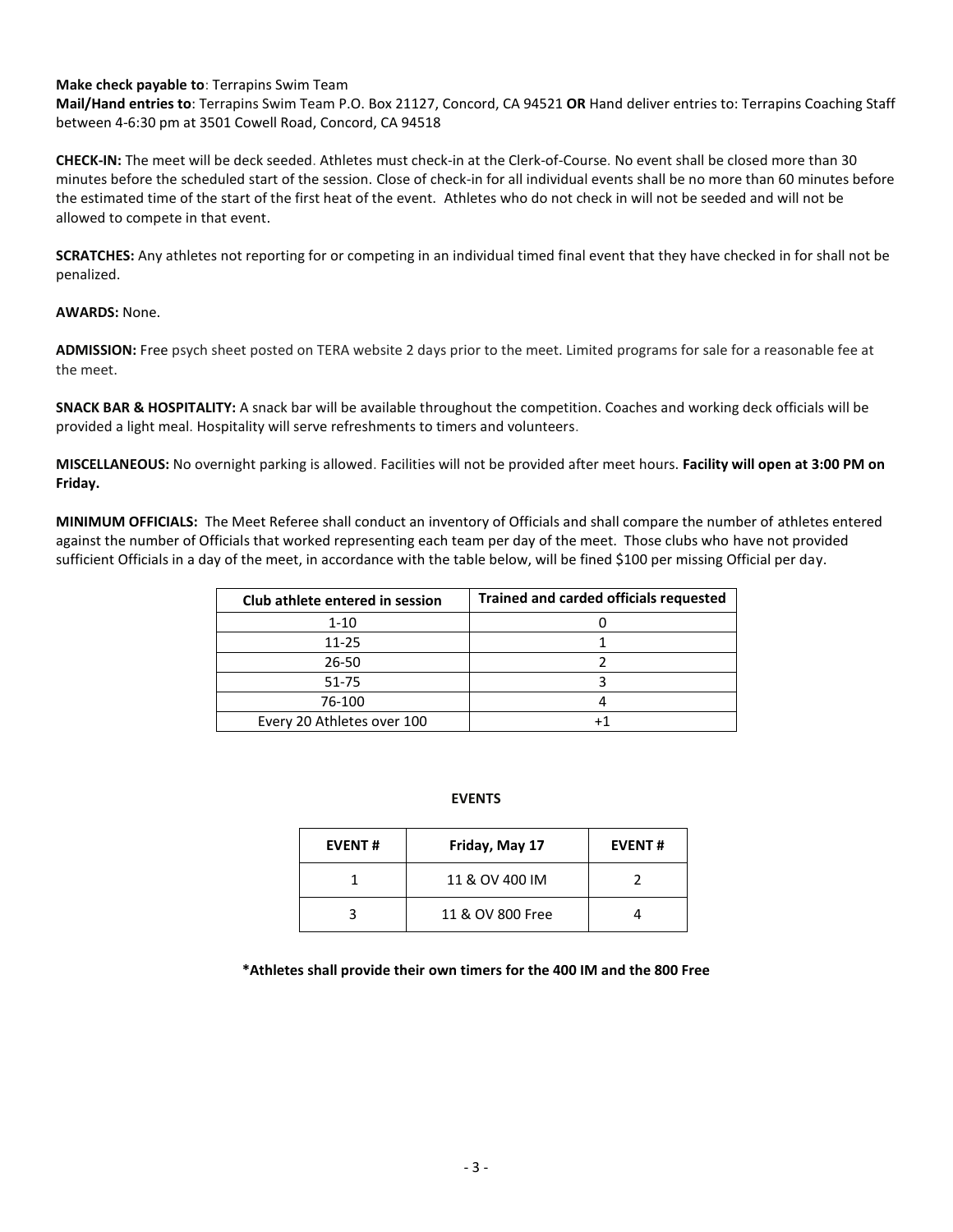**Make check payable to**: Terrapins Swim Team
**Mail/Hand entries to**: Terrapins Swim Team P.O. Box 21127, Concord, CA 94521 **OR** Hand deliver entries to: Terrapins Coaching Staff between 4-6:30 pm at 3501 Cowell Road, Concord, CA 94518

**CHECK-IN:** The meet will be deck seeded. Athletes must check-in at the Clerk-of-Course. No event shall be closed more than 30 minutes before the scheduled start of the session. Close of check-in for all individual events shall be no more than 60 minutes before the estimated time of the start of the first heat of the event. Athletes who do not check in will not be seeded and will not be allowed to compete in that event.

**SCRATCHES:** Any athletes not reporting for or competing in an individual timed final event that they have checked in for shall not be penalized.

**AWARDS:** None.

**ADMISSION:** Free psych sheet posted on TERA website 2 days prior to the meet. Limited programs for sale for a reasonable fee at the meet.

**SNACK BAR & HOSPITALITY:** A snack bar will be available throughout the competition. Coaches and working deck officials will be provided a light meal. Hospitality will serve refreshments to timers and volunteers.

**MISCELLANEOUS:** No overnight parking is allowed. Facilities will not be provided after meet hours. **Facility will open at 3:00 PM on Friday.**

**MINIMUM OFFICIALS:** The Meet Referee shall conduct an inventory of Officials and shall compare the number of athletes entered against the number of Officials that worked representing each team per day of the meet. Those clubs who have not provided sufficient Officials in a day of the meet, in accordance with the table below, will be fined $100 per missing Official per day.

| Club athlete entered in session | Trained and carded officials requested |
|---|---|
| 1-10 | 0 |
| 11-25 | 1 |
| 26-50 | 2 |
| 51-75 | 3 |
| 76-100 | 4 |
| Every 20 Athletes over 100 | +1 |

**EVENTS**

| EVENT # | Friday, May 17 | EVENT # |
|---|---|---|
| 1 | 11 & OV 400 IM | 2 |
| 3 | 11 & OV 800 Free | 4 |

***Athletes shall provide their own timers for the 400 IM and the 800 Free**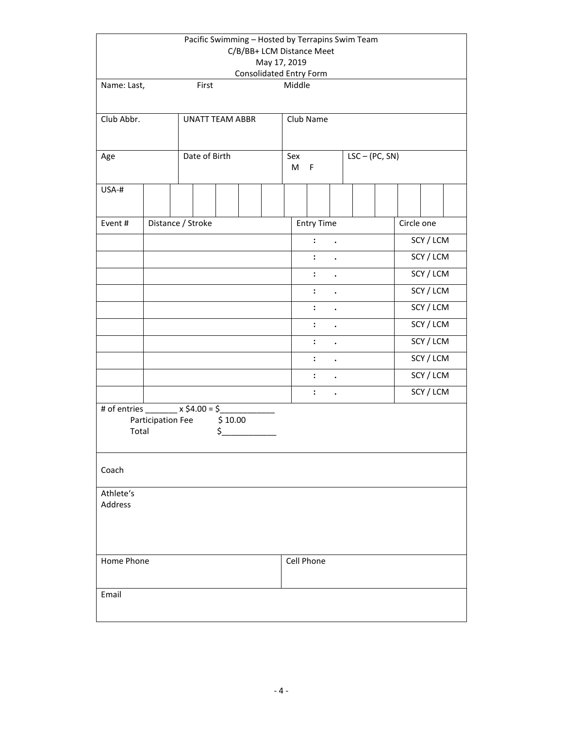Pacific Swimming – Hosted by Terrapins Swim Team
C/B/BB+ LCM Distance Meet
May 17, 2019
Consolidated Entry Form

| Name: Last, | First | Middle |
|---|---|---|
| | | |

| Club Abbr. | UNATT TEAM ABBR | Club Name |
|---|---|---|
| | | |

| Age | Date of Birth | Sex M F | LSC – (PC, SN) |
|---|---|---|---|
| | | | |

| USA-# | | | | | | | | | | | | | | |
|---|---|---|---|---|---|---|---|---|---|---|---|---|---|---|
| | | | | | | | | | | | | | | |

| Event # | Distance / Stroke | Entry Time | Circle one |
|---|---|---|---|
| | | : . | SCY / LCM |
| | | : . | SCY / LCM |
| | | : . | SCY / LCM |
| | | : . | SCY / LCM |
| | | : . | SCY / LCM |
| | | : . | SCY / LCM |
| | | : . | SCY / LCM |
| | | : . | SCY / LCM |
| | | : . | SCY / LCM |
| | | : . | SCY / LCM |

# of entries _______ x $4.00 = $____________
Participation Fee $ 10.00
Total $____________

Coach

Athlete's Address

| Home Phone | Cell Phone |
|---|---|
| | |

Email